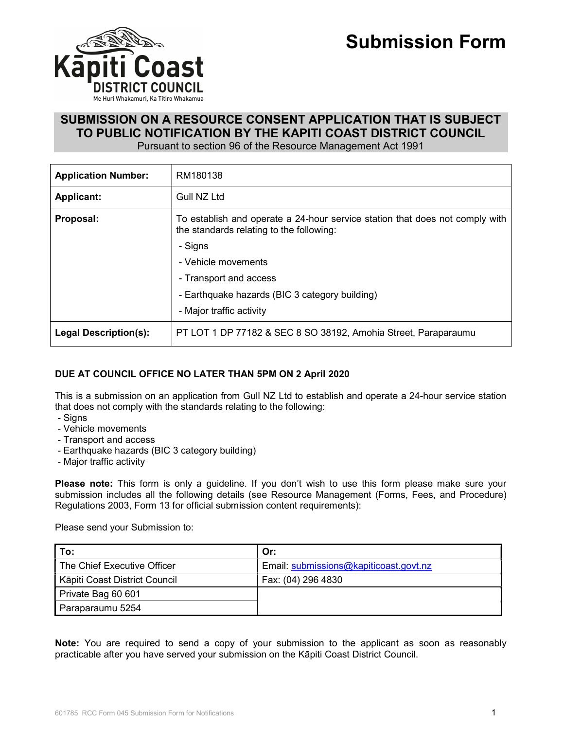Kāpiti Coast DISTRICT COUNCIL

Me Huri Whakamuri, Ka Titiro Whakamua

# Submission Form

## SUBMISSION ON A RESOURCE CONSENT APPLICATION THAT IS SUBJECT TO PUBLIC NOTIFICATION BY THE KAPITI COAST DISTRICT COUNCIL

Pursuant to section 96 of the Resource Management Act 1991

| | |
|---|---|
| **Application Number:** | RM180138 |
| **Applicant:** | Gull NZ Ltd |
| **Proposal:** | To establish and operate a 24-hour service station that does not comply with the standards relating to the following: - Signs - Vehicle movements - Transport and access - Earthquake hazards (BIC 3 category building) - Major traffic activity |
| **Legal Description(s):** | PT LOT 1 DP 77182 & SEC 8 SO 38192, Amohia Street, Paraparaumu |

**DUE AT COUNCIL OFFICE NO LATER THAN 5PM ON 2 April 2020**

This is a submission on an application from Gull NZ Ltd to establish and operate a 24-hour service station that does not comply with the standards relating to the following:

- Signs
- Vehicle movements
- Transport and access
- Earthquake hazards (BIC 3 category building)
- Major traffic activity

**Please note:** This form is only a guideline. If you don't wish to use this form please make sure your submission includes all the following details (see Resource Management (Forms, Fees, and Procedure) Regulations 2003, Form 13 for official submission content requirements):

Please send your Submission to:

| To: | Or: |
|---|---|
| The Chief Executive Officer | Email: submissions@kapiticoast.govt.nz |
| Kāpiti Coast District Council | Fax: (04) 296 4830 |
| Private Bag 60 601 | |
| Paraparaumu 5254 | |

**Note:** You are required to send a copy of your submission to the applicant as soon as reasonably practicable after you have served your submission on the Kāpiti Coast District Council.

601785 RCC Form 045 Submission Form for Notifications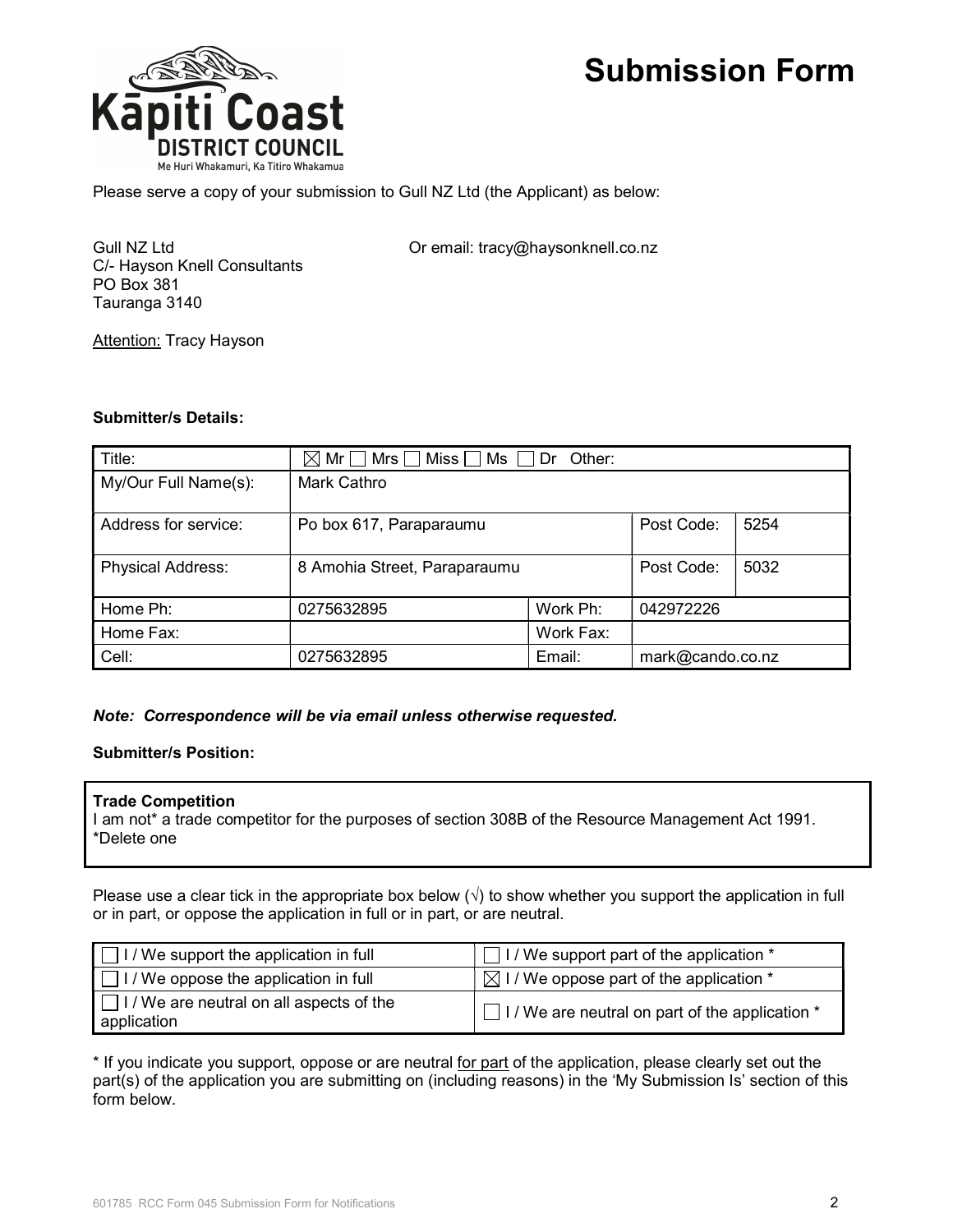# Submission Form

Kāpiti Coast District Council
Me Huri Whakamuri, Ka Titiro Whakamua

Please serve a copy of your submission to Gull NZ Ltd (the Applicant) as below:

Gull NZ Ltd
C/- Hayson Knell Consultants
PO Box 381
Tauranga 3140

Or email: tracy@haysonknell.co.nz

Attention: Tracy Hayson

**Submitter/s Details:**

| Title: | ☒ Mr ☐ Mrs ☐ Miss ☐ Ms ☐ Dr Other: | | |
|---|---|---|---|
| My/Our Full Name(s): | Mark Cathro | | |
| Address for service: | Po box 617, Paraparaumu | Post Code: | 5254 |
| Physical Address: | 8 Amohia Street, Paraparaumu | Post Code: | 5032 |
| Home Ph: | 0275632895 | Work Ph: | 042972226 |
| Home Fax: | | Work Fax: | |
| Cell: | 0275632895 | Email: | mark@cando.co.nz |

***Note: Correspondence will be via email unless otherwise requested.***

**Submitter/s Position:**

**Trade Competition**
I am not* a trade competitor for the purposes of section 308B of the Resource Management Act 1991.
*Delete one

Please use a clear tick in the appropriate box below (√) to show whether you support the application in full or in part, or oppose the application in full or in part, or are neutral.

| | |
|---|---|
| ☐ I / We support the application in full | ☐ I / We support part of the application * |
| ☐ I / We oppose the application in full | ☒ I / We oppose part of the application * |
| ☐ I / We are neutral on all aspects of the application | ☐ I / We are neutral on part of the application * |

* If you indicate you support, oppose or are neutral for part of the application, please clearly set out the part(s) of the application you are submitting on (including reasons) in the 'My Submission Is' section of this form below.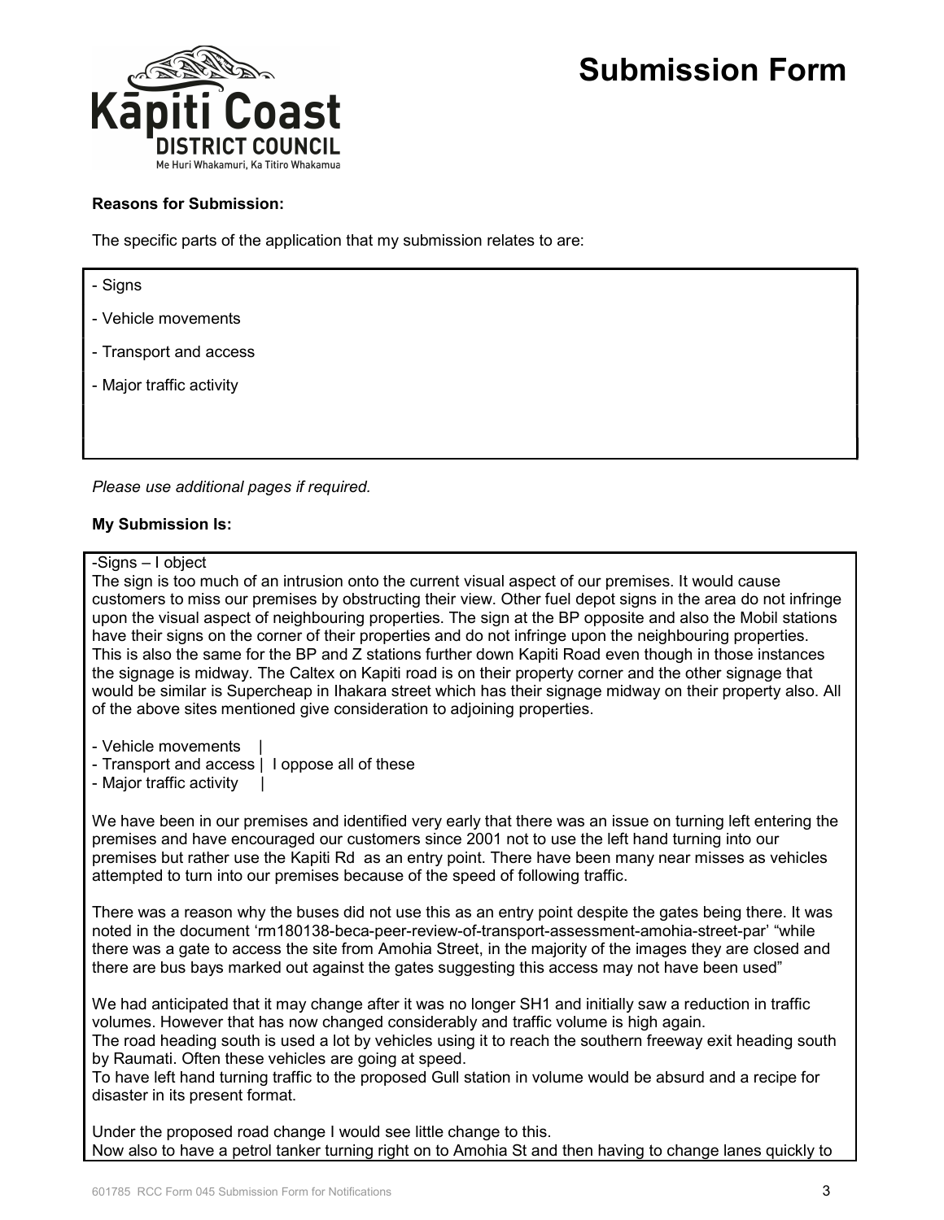# Submission Form

**Reasons for Submission:**

The specific parts of the application that my submission relates to are:

- Signs
- Vehicle movements
- Transport and access
- Major traffic activity

*Please use additional pages if required.*

**My Submission Is:**

-Signs – I object

The sign is too much of an intrusion onto the current visual aspect of our premises. It would cause customers to miss our premises by obstructing their view. Other fuel depot signs in the area do not infringe upon the visual aspect of neighbouring properties. The sign at the BP opposite and also the Mobil stations have their signs on the corner of their properties and do not infringe upon the neighbouring properties. This is also the same for the BP and Z stations further down Kapiti Road even though in those instances the signage is midway. The Caltex on Kapiti road is on their property corner and the other signage that would be similar is Supercheap in Ihakara street which has their signage midway on their property also. All of the above sites mentioned give consideration to adjoining properties.

- Vehicle movements |
- Transport and access | I oppose all of these
- Major traffic activity |

We have been in our premises and identified very early that there was an issue on turning left entering the premises and have encouraged our customers since 2001 not to use the left hand turning into our premises but rather use the Kapiti Rd as an entry point. There have been many near misses as vehicles attempted to turn into our premises because of the speed of following traffic.

There was a reason why the buses did not use this as an entry point despite the gates being there. It was noted in the document 'rm180138-beca-peer-review-of-transport-assessment-amohia-street-par' "while there was a gate to access the site from Amohia Street, in the majority of the images they are closed and there are bus bays marked out against the gates suggesting this access may not have been used"

We had anticipated that it may change after it was no longer SH1 and initially saw a reduction in traffic volumes. However that has now changed considerably and traffic volume is high again.
The road heading south is used a lot by vehicles using it to reach the southern freeway exit heading south by Raumati. Often these vehicles are going at speed.
To have left hand turning traffic to the proposed Gull station in volume would be absurd and a recipe for disaster in its present format.

Under the proposed road change I would see little change to this.
Now also to have a petrol tanker turning right on to Amohia St and then having to change lanes quickly to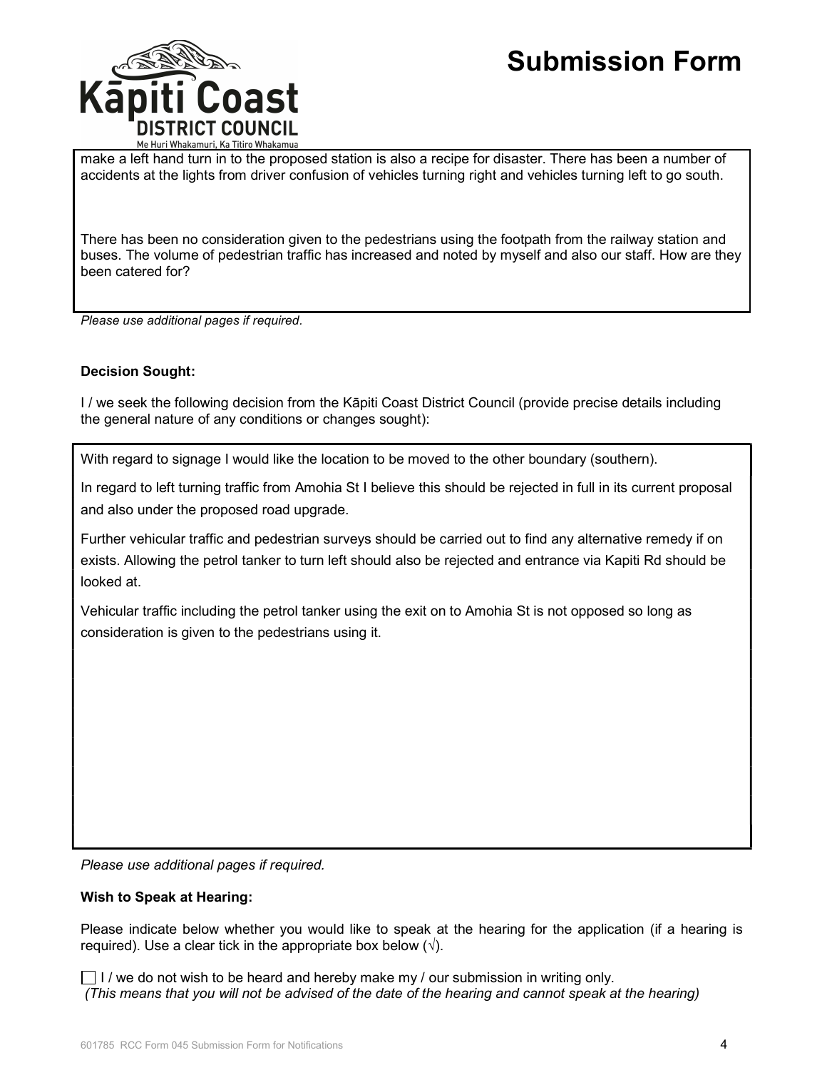# Submission Form

make a left hand turn in to the proposed station is also a recipe for disaster. There has been a number of accidents at the lights from driver confusion of vehicles turning right and vehicles turning left to go south.

There has been no consideration given to the pedestrians using the footpath from the railway station and buses. The volume of pedestrian traffic has increased and noted by myself and also our staff. How are they been catered for?

*Please use additional pages if required.*

**Decision Sought:**

I / we seek the following decision from the Kāpiti Coast District Council (provide precise details including the general nature of any conditions or changes sought):

With regard to signage I would like the location to be moved to the other boundary (southern).

In regard to left turning traffic from Amohia St I believe this should be rejected in full in its current proposal and also under the proposed road upgrade.

Further vehicular traffic and pedestrian surveys should be carried out to find any alternative remedy if on exists. Allowing the petrol tanker to turn left should also be rejected and entrance via Kapiti Rd should be looked at.

Vehicular traffic including the petrol tanker using the exit on to Amohia St is not opposed so long as consideration is given to the pedestrians using it.

*Please use additional pages if required.*

**Wish to Speak at Hearing:**

Please indicate below whether you would like to speak at the hearing for the application (if a hearing is required). Use a clear tick in the appropriate box below (√).

☐ I / we do not wish to be heard and hereby make my / our submission in writing only.
*(This means that you will not be advised of the date of the hearing and cannot speak at the hearing)*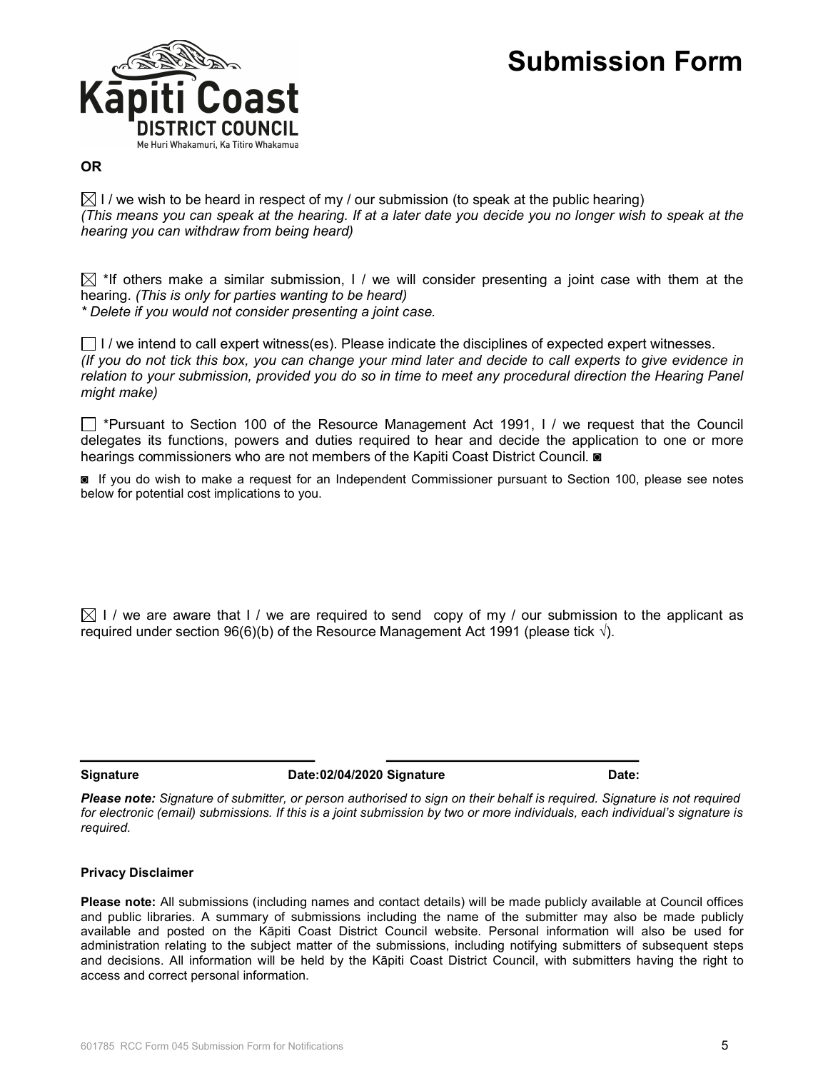# Submission Form

**OR**

☒ I / we wish to be heard in respect of my / our submission (to speak at the public hearing)
*(This means you can speak at the hearing. If at a later date you decide you no longer wish to speak at the hearing you can withdraw from being heard)*

☒ *If others make a similar submission, I / we will consider presenting a joint case with them at the hearing. *(This is only for parties wanting to be heard)*
** Delete if you would not consider presenting a joint case.*

☐ I / we intend to call expert witness(es). Please indicate the disciplines of expected expert witnesses.
*(If you do not tick this box, you can change your mind later and decide to call experts to give evidence in relation to your submission, provided you do so in time to meet any procedural direction the Hearing Panel might make)*

☐ *Pursuant to Section 100 of the Resource Management Act 1991, I / we request that the Council delegates its functions, powers and duties required to hear and decide the application to one or more hearings commissioners who are not members of the Kapiti Coast District Council. ◙

◙ If you do wish to make a request for an Independent Commissioner pursuant to Section 100, please see notes below for potential cost implications to you.

☒ I / we are aware that I / we are required to send copy of my / our submission to the applicant as required under section 96(6)(b) of the Resource Management Act 1991 (please tick √).

**Signature** **Date:02/04/2020** **Signature** **Date:**

***Please note:*** *Signature of submitter, or person authorised to sign on their behalf is required. Signature is not required for electronic (email) submissions. If this is a joint submission by two or more individuals, each individual's signature is required.*

**Privacy Disclaimer**

**Please note:** All submissions (including names and contact details) will be made publicly available at Council offices and public libraries. A summary of submissions including the name of the submitter may also be made publicly available and posted on the Kāpiti Coast District Council website. Personal information will also be used for administration relating to the subject matter of the submissions, including notifying submitters of subsequent steps and decisions. All information will be held by the Kāpiti Coast District Council, with submitters having the right to access and correct personal information.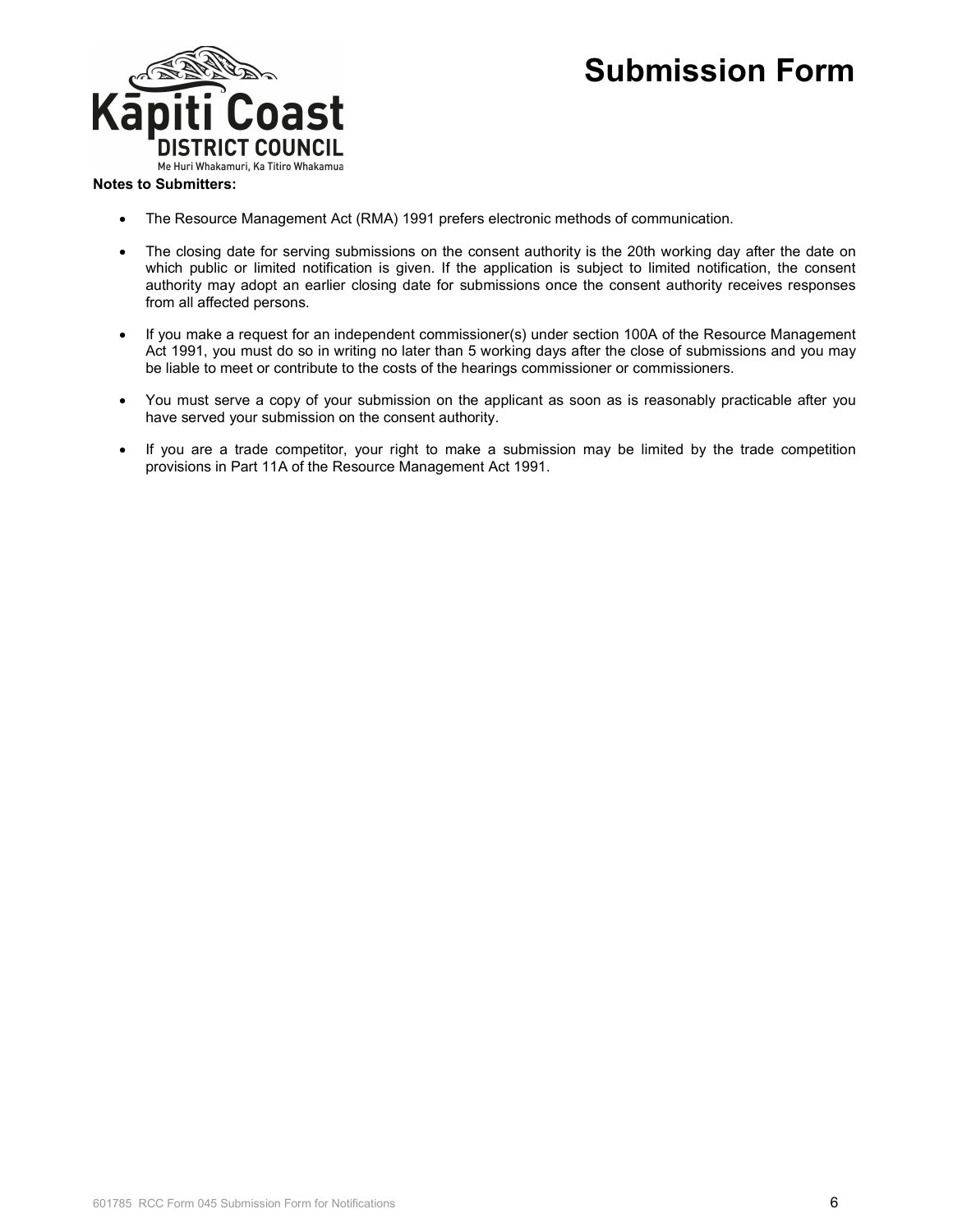# Submission Form

Kāpiti Coast DISTRICT COUNCIL

Me Huri Whakamuri, Ka Titiro Whakamua

**Notes to Submitters:**

- The Resource Management Act (RMA) 1991 prefers electronic methods of communication.
- The closing date for serving submissions on the consent authority is the 20th working day after the date on which public or limited notification is given. If the application is subject to limited notification, the consent authority may adopt an earlier closing date for submissions once the consent authority receives responses from all affected persons.
- If you make a request for an independent commissioner(s) under section 100A of the Resource Management Act 1991, you must do so in writing no later than 5 working days after the close of submissions and you may be liable to meet or contribute to the costs of the hearings commissioner or commissioners.
- You must serve a copy of your submission on the applicant as soon as is reasonably practicable after you have served your submission on the consent authority.
- If you are a trade competitor, your right to make a submission may be limited by the trade competition provisions in Part 11A of the Resource Management Act 1991.